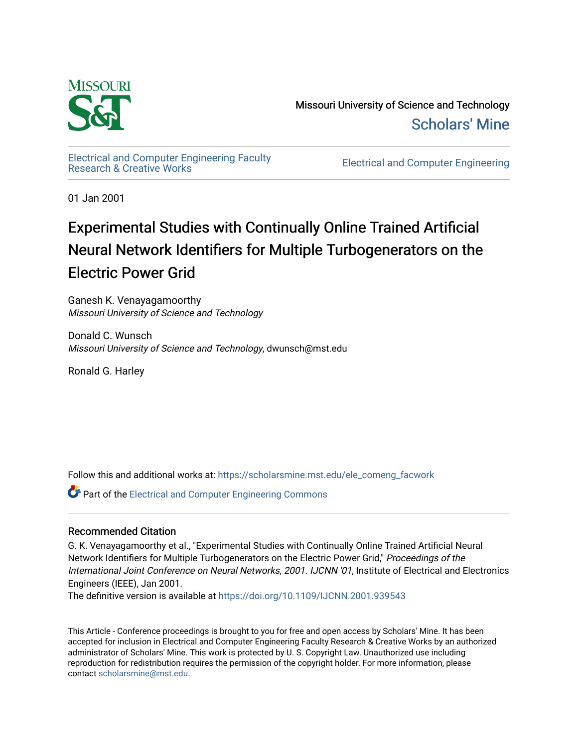Missouri University of Science and Technology

Scholars' Mine

Electrical and Computer Engineering Faculty Research & Creative Works

Electrical and Computer Engineering

01 Jan 2001

# Experimental Studies with Continually Online Trained Artificial Neural Network Identifiers for Multiple Turbogenerators on the Electric Power Grid

Ganesh K. Venayagamoorthy
*Missouri University of Science and Technology*

Donald C. Wunsch
*Missouri University of Science and Technology*, dwunsch@mst.edu

Ronald G. Harley

Follow this and additional works at: https://scholarsmine.mst.edu/ele_comeng_facwork

Part of the Electrical and Computer Engineering Commons

## Recommended Citation

G. K. Venayagamoorthy et al., "Experimental Studies with Continually Online Trained Artificial Neural Network Identifiers for Multiple Turbogenerators on the Electric Power Grid," *Proceedings of the International Joint Conference on Neural Networks, 2001. IJCNN '01*, Institute of Electrical and Electronics Engineers (IEEE), Jan 2001.

The definitive version is available at https://doi.org/10.1109/IJCNN.2001.939543

This Article - Conference proceedings is brought to you for free and open access by Scholars' Mine. It has been accepted for inclusion in Electrical and Computer Engineering Faculty Research & Creative Works by an authorized administrator of Scholars' Mine. This work is protected by U. S. Copyright Law. Unauthorized use including reproduction for redistribution requires the permission of the copyright holder. For more information, please contact scholarsmine@mst.edu.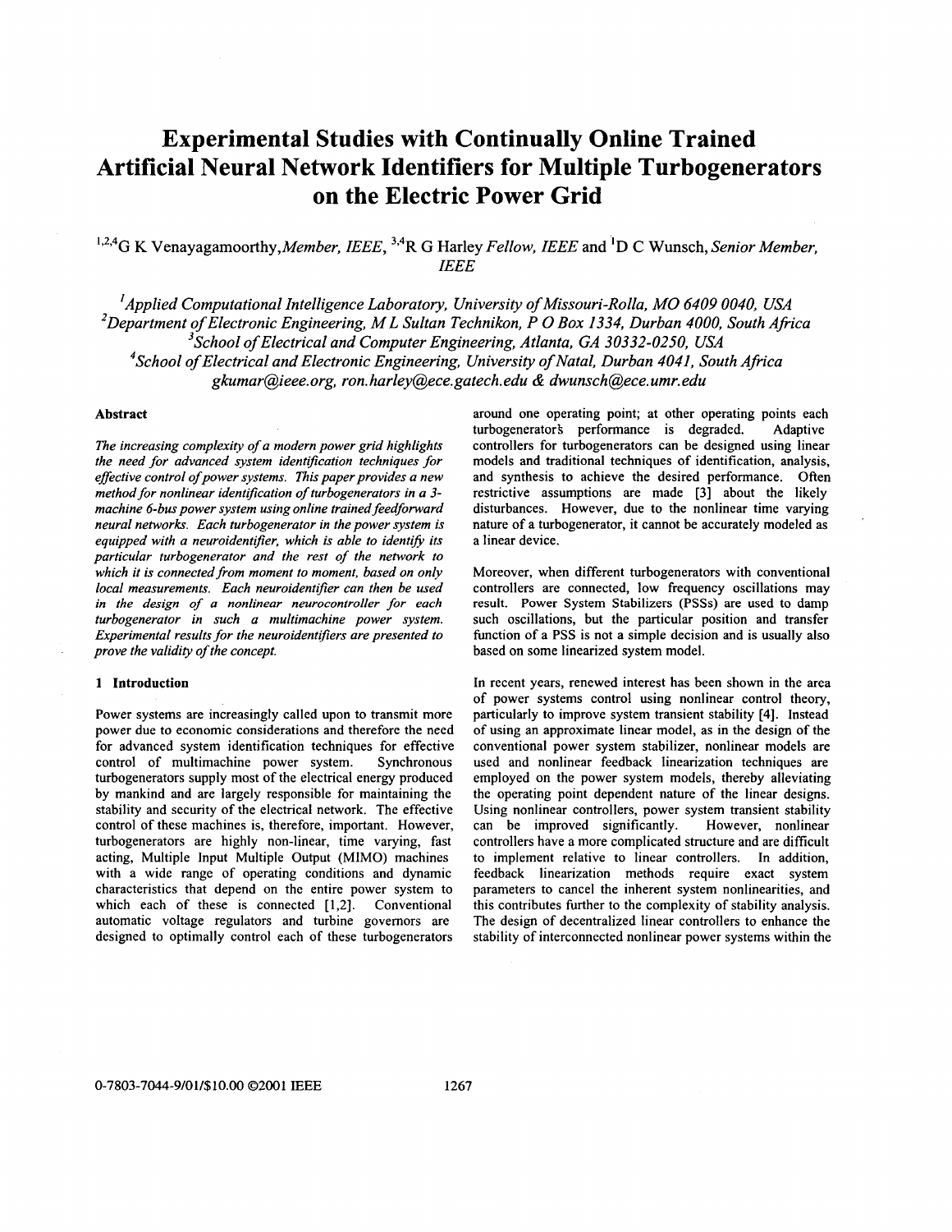# Experimental Studies with Continually Online Trained Artificial Neural Network Identifiers for Multiple Turbogenerators on the Electric Power Grid

[1,2,4]G K Venayagamoorthy, *Member, IEEE*, [3,4]R G Harley *Fellow, IEEE* and [1]D C Wunsch, *Senior Member, IEEE*

[1]*Applied Computational Intelligence Laboratory, University of Missouri-Rolla, MO 6409 0040, USA*
[2]*Department of Electronic Engineering, M L Sultan Technikon, P O Box 1334, Durban 4000, South Africa*
[3]*School of Electrical and Computer Engineering, Atlanta, GA 30332-0250, USA*
[4]*School of Electrical and Electronic Engineering, University of Natal, Durban 4041, South Africa*
*gkumar@ieee.org, ron.harley@ece.gatech.edu & dwunsch@ece.umr.edu*

### Abstract

*The increasing complexity of a modern power grid highlights the need for advanced system identification techniques for effective control of power systems. This paper provides a new method for nonlinear identification of turbogenerators in a 3-machine 6-bus power system using online trained feedforward neural networks. Each turbogenerator in the power system is equipped with a neuroidentifier, which is able to identify its particular turbogenerator and the rest of the network to which it is connected from moment to moment, based on only local measurements. Each neuroidentifier can then be used in the design of a nonlinear neurocontroller for each turbogenerator in such a multimachine power system. Experimental results for the neuroidentifiers are presented to prove the validity of the concept.*

## 1 Introduction

Power systems are increasingly called upon to transmit more power due to economic considerations and therefore the need for advanced system identification techniques for effective control of multimachine power system. Synchronous turbogenerators supply most of the electrical energy produced by mankind and are largely responsible for maintaining the stability and security of the electrical network. The effective control of these machines is, therefore, important. However, turbogenerators are highly non-linear, time varying, fast acting, Multiple Input Multiple Output (MIMO) machines with a wide range of operating conditions and dynamic characteristics that depend on the entire power system to which each of these is connected [1,2]. Conventional automatic voltage regulators and turbine governors are designed to optimally control each of these turbogenerators around one operating point; at other operating points each turbogenerator's performance is degraded. Adaptive controllers for turbogenerators can be designed using linear models and traditional techniques of identification, analysis, and synthesis to achieve the desired performance. Often restrictive assumptions are made [3] about the likely disturbances. However, due to the nonlinear time varying nature of a turbogenerator, it cannot be accurately modeled as a linear device.

Moreover, when different turbogenerators with conventional controllers are connected, low frequency oscillations may result. Power System Stabilizers (PSSs) are used to damp such oscillations, but the particular position and transfer function of a PSS is not a simple decision and is usually also based on some linearized system model.

In recent years, renewed interest has been shown in the area of power systems control using nonlinear control theory, particularly to improve system transient stability [4]. Instead of using an approximate linear model, as in the design of the conventional power system stabilizer, nonlinear models are used and nonlinear feedback linearization techniques are employed on the power system models, thereby alleviating the operating point dependent nature of the linear designs. Using nonlinear controllers, power system transient stability can be improved significantly. However, nonlinear controllers have a more complicated structure and are difficult to implement relative to linear controllers. In addition, feedback linearization methods require exact system parameters to cancel the inherent system nonlinearities, and this contributes further to the complexity of stability analysis. The design of decentralized linear controllers to enhance the stability of interconnected nonlinear power systems within the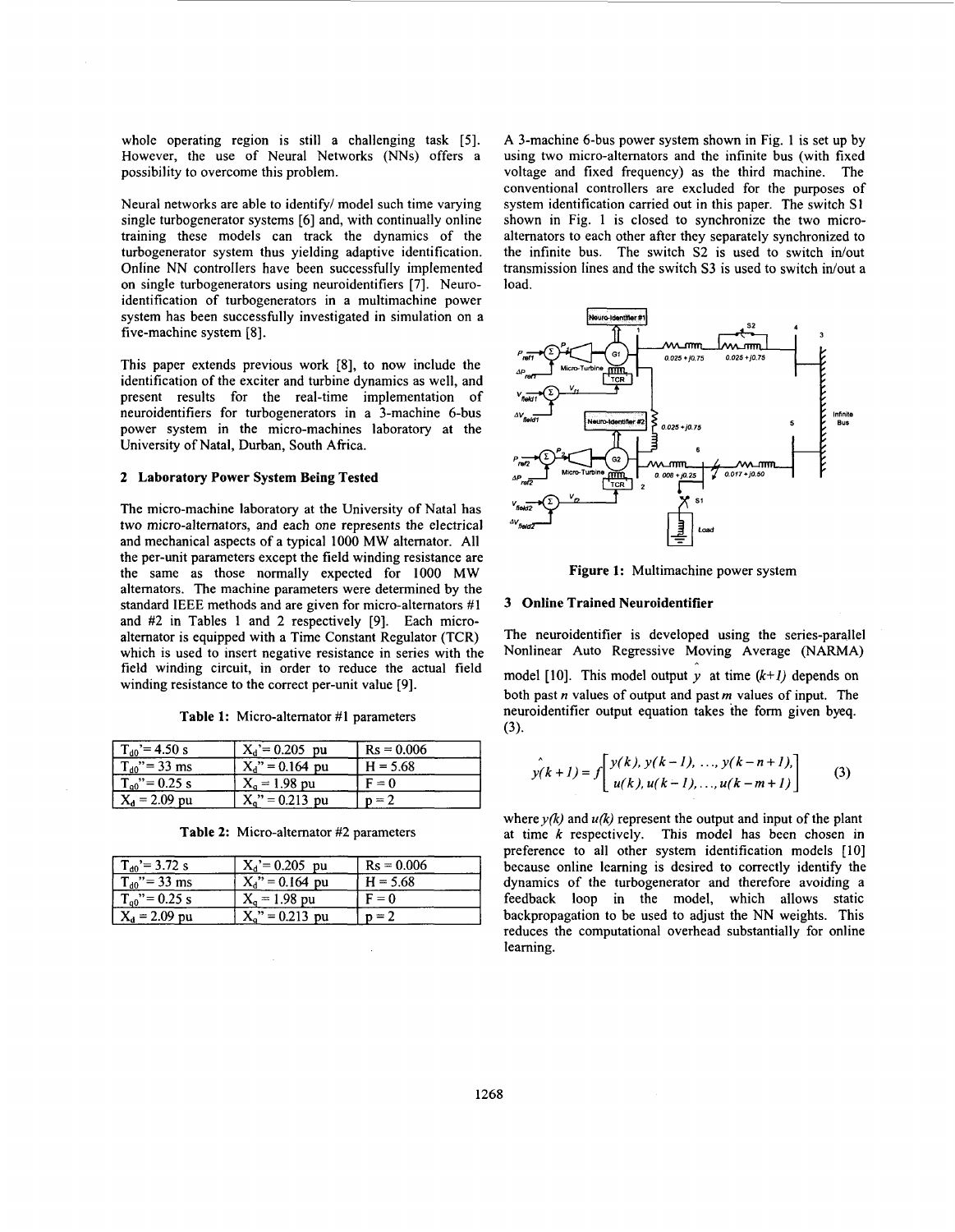whole operating region is still a challenging task [5]. However, the use of Neural Networks (NNs) offers a possibility to overcome this problem.

Neural networks are able to identify/ model such time varying single turbogenerator systems [6] and, with continually online training these models can track the dynamics of the turbogenerator system thus yielding adaptive identification. Online NN controllers have been successfully implemented on single turbogenerators using neuroidentifiers [7]. Neuro-identification of turbogenerators in a multimachine power system has been successfully investigated in simulation on a five-machine system [8].

This paper extends previous work [8], to now include the identification of the exciter and turbine dynamics as well, and present results for the real-time implementation of neuroidentifiers for turbogenerators in a 3-machine 6-bus power system in the micro-machines laboratory at the University of Natal, Durban, South Africa.

## 2 Laboratory Power System Being Tested

The micro-machine laboratory at the University of Natal has two micro-alternators, and each one represents the electrical and mechanical aspects of a typical 1000 MW alternator. All the per-unit parameters except the field winding resistance are the same as those normally expected for 1000 MW alternators. The machine parameters were determined by the standard IEEE methods and are given for micro-alternators #1 and #2 in Tables 1 and 2 respectively [9]. Each micro-alternator is equipped with a Time Constant Regulator (TCR) which is used to insert negative resistance in series with the field winding circuit, in order to reduce the actual field winding resistance to the correct per-unit value [9].

**Table 1:** Micro-alternator #1 parameters

| | | |
|---|---|---|
| $T_{d0}$'= 4.50 s | $X_d$'= 0.205 pu | Rs = 0.006 |
| $T_{d0}$"= 33 ms | $X_d$" = 0.164 pu | H = 5.68 |
| $T_{q0}$"= 0.25 s | $X_q$ = 1.98 pu | F = 0 |
| $X_d$ = 2.09 pu | $X_q$" = 0.213 pu | p = 2 |

**Table 2:** Micro-alternator #2 parameters

| | | |
|---|---|---|
| $T_{d0}$'= 3.72 s | $X_d$'= 0.205 pu | Rs = 0.006 |
| $T_{d0}$"= 33 ms | $X_d$" = 0.164 pu | H = 5.68 |
| $T_{q0}$"= 0.25 s | $X_q$ = 1.98 pu | F = 0 |
| $X_d$ = 2.09 pu | $X_q$" = 0.213 pu | p = 2 |

A 3-machine 6-bus power system shown in Fig. 1 is set up by using two micro-alternators and the infinite bus (with fixed voltage and fixed frequency) as the third machine. The conventional controllers are excluded for the purposes of system identification carried out in this paper. The switch S1 shown in Fig. 1 is closed to synchronize the two micro-alternators to each other after they separately synchronized to the infinite bus. The switch S2 is used to switch in/out transmission lines and the switch S3 is used to switch in/out a load.

**Figure 1:** Multimachine power system

## 3 Online Trained Neuroidentifier

The neuroidentifier is developed using the series-parallel Nonlinear Auto Regressive Moving Average (NARMA) model [10]. This model output $\hat{y}$ at time $(k+1)$ depends on both past $n$ values of output and past $m$ values of input. The neuroidentifier output equation takes the form given byeq. (3).

$$\hat{y}(k+1) = f\begin{bmatrix} y(k), y(k-1), \ldots, y(k-n+1), \\ u(k), u(k-1), \ldots, u(k-m+1) \end{bmatrix} \tag{3}$$

where $y(k)$ and $u(k)$ represent the output and input of the plant at time $k$ respectively. This model has been chosen in preference to all other system identification models [10] because online learning is desired to correctly identify the dynamics of the turbogenerator and therefore avoiding a feedback loop in the model, which allows static backpropagation to be used to adjust the NN weights. This reduces the computational overhead substantially for online learning.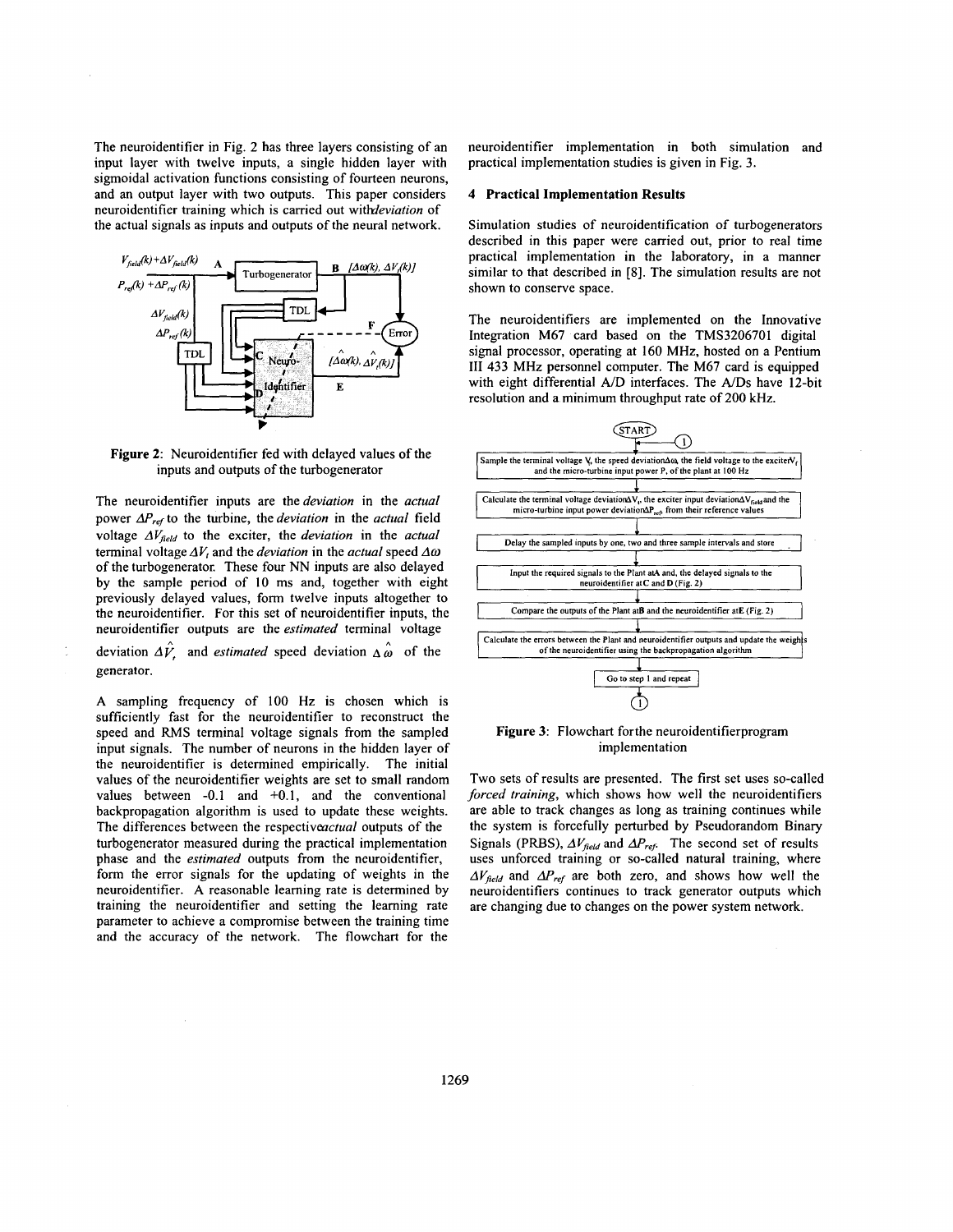The neuroidentifier in Fig. 2 has three layers consisting of an input layer with twelve inputs, a single hidden layer with sigmoidal activation functions consisting of fourteen neurons, and an output layer with two outputs. This paper considers neuroidentifier training which is carried out with *deviation* of the actual signals as inputs and outputs of the neural network.

**Figure 2**: Neuroidentifier fed with delayed values of the inputs and outputs of the turbogenerator

The neuroidentifier inputs are the *deviation* in the *actual* power $\Delta P_{ref}$ to the turbine, the *deviation* in the *actual* field voltage $\Delta V_{field}$ to the exciter, the *deviation* in the *actual* terminal voltage $\Delta V_t$ and the *deviation* in the *actual* speed $\Delta\omega$ of the turbogenerator. These four NN inputs are also delayed by the sample period of 10 ms and, together with eight previously delayed values, form twelve inputs altogether to the neuroidentifier. For this set of neuroidentifier inputs, the neuroidentifier outputs are the *estimated* terminal voltage deviation $\Delta\hat{V}_t$ and *estimated* speed deviation $\Delta\hat{\omega}$ of the generator.

A sampling frequency of 100 Hz is chosen which is sufficiently fast for the neuroidentifier to reconstruct the speed and RMS terminal voltage signals from the sampled input signals. The number of neurons in the hidden layer of the neuroidentifier is determined empirically. The initial values of the neuroidentifier weights are set to small random values between -0.1 and +0.1, and the conventional backpropagation algorithm is used to update these weights. The differences between the respective *actual* outputs of the turbogenerator measured during the practical implementation phase and the *estimated* outputs from the neuroidentifier, form the error signals for the updating of weights in the neuroidentifier. A reasonable learning rate is determined by training the neuroidentifier and setting the learning rate parameter to achieve a compromise between the training time and the accuracy of the network. The flowchart for the neuroidentifier implementation in both simulation and practical implementation studies is given in Fig. 3.

## 4 Practical Implementation Results

Simulation studies of neuroidentification of turbogenerators described in this paper were carried out, prior to real time practical implementation in the laboratory, in a manner similar to that described in [8]. The simulation results are not shown to conserve space.

The neuroidentifiers are implemented on the Innovative Integration M67 card based on the TMS3206701 digital signal processor, operating at 160 MHz, hosted on a Pentium III 433 MHz personnel computer. The M67 card is equipped with eight differential A/D interfaces. The A/Ds have 12-bit resolution and a minimum throughput rate of 200 kHz.

**Figure 3**: Flowchart for the neuroidentifier program implementation

Two sets of results are presented. The first set uses so-called *forced training*, which shows how well the neuroidentifiers are able to track changes as long as training continues while the system is forcefully perturbed by Pseudorandom Binary Signals (PRBS), $\Delta V_{field}$ and $\Delta P_{ref}$. The second set of results uses unforced training or so-called natural training, where $\Delta V_{field}$ and $\Delta P_{ref}$ are both zero, and shows how well the neuroidentifiers continues to track generator outputs which are changing due to changes on the power system network.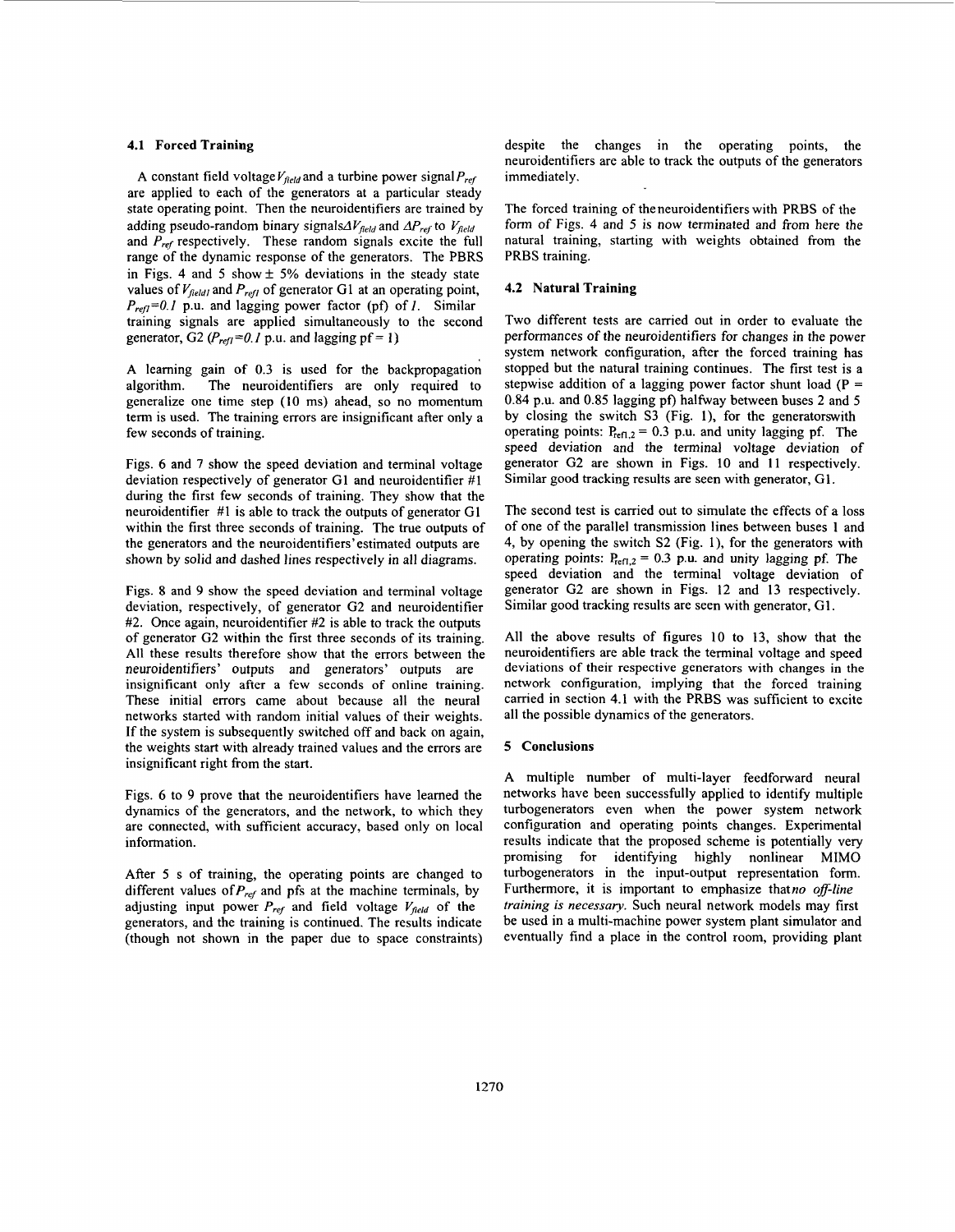### 4.1 Forced Training

A constant field voltage $V_{field}$ and a turbine power signal $P_{ref}$ are applied to each of the generators at a particular steady state operating point. Then the neuroidentifiers are trained by adding pseudo-random binary signals $\Delta V_{field}$ and $\Delta P_{ref}$ to $V_{field}$ and $P_{ref}$ respectively. These random signals excite the full range of the dynamic response of the generators. The PBRS in Figs. 4 and 5 show ± 5% deviations in the steady state values of $V_{field1}$ and $P_{ref1}$ of generator G1 at an operating point, $P_{ref1}=0.1$ p.u. and lagging power factor (pf) of *1*. Similar training signals are applied simultaneously to the second generator, G2 ($P_{ref1}=0.1$ p.u. and lagging pf = 1)

A learning gain of 0.3 is used for the backpropagation algorithm. The neuroidentifiers are only required to generalize one time step (10 ms) ahead, so no momentum term is used. The training errors are insignificant after only a few seconds of training.

Figs. 6 and 7 show the speed deviation and terminal voltage deviation respectively of generator G1 and neuroidentifier #1 during the first few seconds of training. They show that the neuroidentifier #1 is able to track the outputs of generator G1 within the first three seconds of training. The true outputs of the generators and the neuroidentifiers' estimated outputs are shown by solid and dashed lines respectively in all diagrams.

Figs. 8 and 9 show the speed deviation and terminal voltage deviation, respectively, of generator G2 and neuroidentifier #2. Once again, neuroidentifier #2 is able to track the outputs of generator G2 within the first three seconds of its training. All these results therefore show that the errors between the neuroidentifiers' outputs and generators' outputs are insignificant only after a few seconds of online training. These initial errors came about because all the neural networks started with random initial values of their weights. If the system is subsequently switched off and back on again, the weights start with already trained values and the errors are insignificant right from the start.

Figs. 6 to 9 prove that the neuroidentifiers have learned the dynamics of the generators, and the network, to which they are connected, with sufficient accuracy, based only on local information.

After 5 s of training, the operating points are changed to different values of $P_{ref}$ and pfs at the machine terminals, by adjusting input power $P_{ref}$ and field voltage $V_{field}$ of the generators, and the training is continued. The results indicate (though not shown in the paper due to space constraints) despite the changes in the operating points, the neuroidentifiers are able to track the outputs of the generators immediately.

The forced training of the neuroidentifiers with PRBS of the form of Figs. 4 and 5 is now terminated and from here the natural training, starting with weights obtained from the PRBS training.

### 4.2 Natural Training

Two different tests are carried out in order to evaluate the performances of the neuroidentifiers for changes in the power system network configuration, after the forced training has stopped but the natural training continues. The first test is a stepwise addition of a lagging power factor shunt load (P = 0.84 p.u. and 0.85 lagging pf) halfway between buses 2 and 5 by closing the switch S3 (Fig. 1), for the generatorswith operating points: $P_{ref1,2}$ = 0.3 p.u. and unity lagging pf. The speed deviation and the terminal voltage deviation of generator G2 are shown in Figs. 10 and 11 respectively. Similar good tracking results are seen with generator, G1.

The second test is carried out to simulate the effects of a loss of one of the parallel transmission lines between buses 1 and 4, by opening the switch S2 (Fig. 1), for the generators with operating points: $P_{ref1,2}$ = 0.3 p.u. and unity lagging pf. The speed deviation and the terminal voltage deviation of generator G2 are shown in Figs. 12 and 13 respectively. Similar good tracking results are seen with generator, G1.

All the above results of figures 10 to 13, show that the neuroidentifiers are able track the terminal voltage and speed deviations of their respective generators with changes in the network configuration, implying that the forced training carried in section 4.1 with the PRBS was sufficient to excite all the possible dynamics of the generators.

## 5 Conclusions

A multiple number of multi-layer feedforward neural networks have been successfully applied to identify multiple turbogenerators even when the power system network configuration and operating points changes. Experimental results indicate that the proposed scheme is potentially very promising for identifying highly nonlinear MIMO turbogenerators in the input-output representation form. Furthermore, it is important to emphasize that *no off-line training is necessary*. Such neural network models may first be used in a multi-machine power system plant simulator and eventually find a place in the control room, providing plant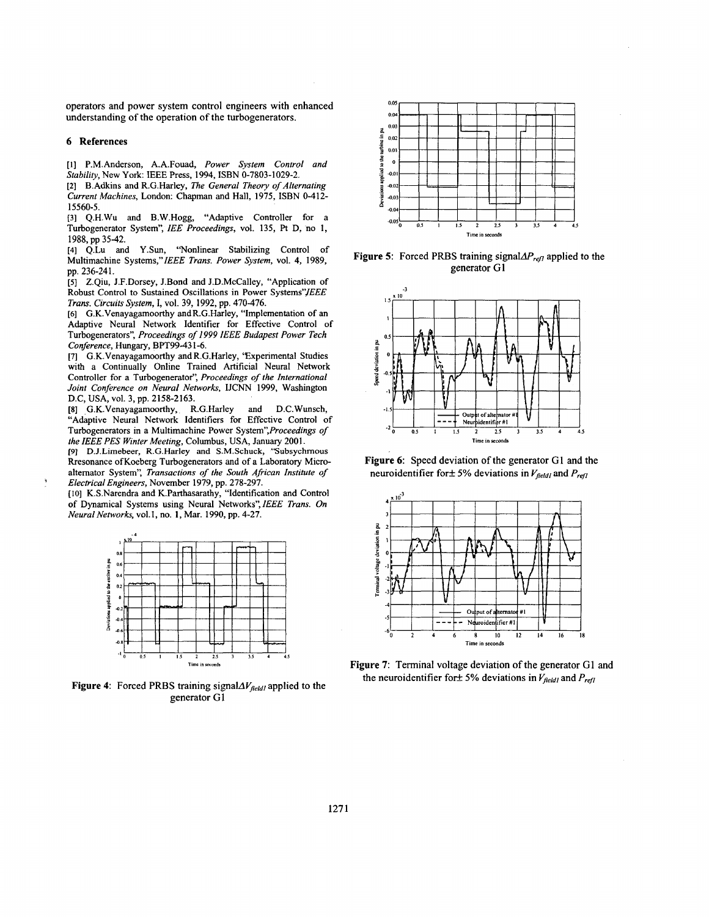operators and power system control engineers with enhanced understanding of the operation of the turbogenerators.

## 6 References

[1] P.M.Anderson, A.A.Fouad, *Power System Control and Stability*, New York: IEEE Press, 1994, ISBN 0-7803-1029-2.

[2] B.Adkins and R.G.Harley, *The General Theory of Alternating Current Machines*, London: Chapman and Hall, 1975, ISBN 0-412-15560-5.

[3] Q.H.Wu and B.W.Hogg, "Adaptive Controller for a Turbogenerator System", *IEE Proceedings*, vol. 135, Pt D, no 1, 1988, pp 35-42.

[4] Q.Lu and Y.Sun, "Nonlinear Stabilizing Control of Multimachine Systems," *IEEE Trans. Power System*, vol. 4, 1989, pp. 236-241.

[5] Z.Qiu, J.F.Dorsey, J.Bond and J.D.McCalley, "Application of Robust Control to Sustained Oscillations in Power Systems", *IEEE Trans. Circuits System*, I, vol. 39, 1992, pp. 470-476.

[6] G.K.Venayagamoorthy and R.G.Harley, "Implementation of an Adaptive Neural Network Identifier for Effective Control of Turbogenerators", *Proceedings of 1999 IEEE Budapest Power Tech Conference*, Hungary, BPT99-431-6.

[7] G.K.Venayagamoorthy and R.G.Harley, "Experimental Studies with a Continually Online Trained Artificial Neural Network Controller for a Turbogenerator", *Proceedings of the International Joint Conference on Neural Networks*, IJCNN 1999, Washington D.C, USA, vol. 3, pp. 2158-2163.

[8] G.K.Venayagamoorthy, R.G.Harley and D.C.Wunsch, "Adaptive Neural Network Identifiers for Effective Control of Turbogenerators in a Multimachine Power System", *Proceedings of the IEEE PES Winter Meeting*, Columbus, USA, January 2001.

[9] D.J.Limebeer, R.G.Harley and S.M.Schuck, "Subsychrnous Rresonance of Koeberg Turbogenerators and of a Laboratory Micro-alternator System", *Transactions of the South African Institute of Electrical Engineers*, November 1979, pp. 278-297.

[10] K.S.Narendra and K.Parthasarathy, "Identification and Control of Dynamical Systems using Neural Networks", *IEEE Trans. On Neural Networks*, vol.1, no. 1, Mar. 1990, pp. 4-27.

**Figure 4**: Forced PRBS training signal $\Delta V_{field1}$ applied to the generator G1

**Figure 5**: Forced PRBS training signal $\Delta P_{ref1}$ applied to the generator G1

**Figure 6**: Speed deviation of the generator G1 and the neuroidentifier for ± 5% deviations in $V_{field1}$ and $P_{ref1}$

**Figure 7**: Terminal voltage deviation of the generator G1 and the neuroidentifier for ± 5% deviations in $V_{field1}$ and $P_{ref1}$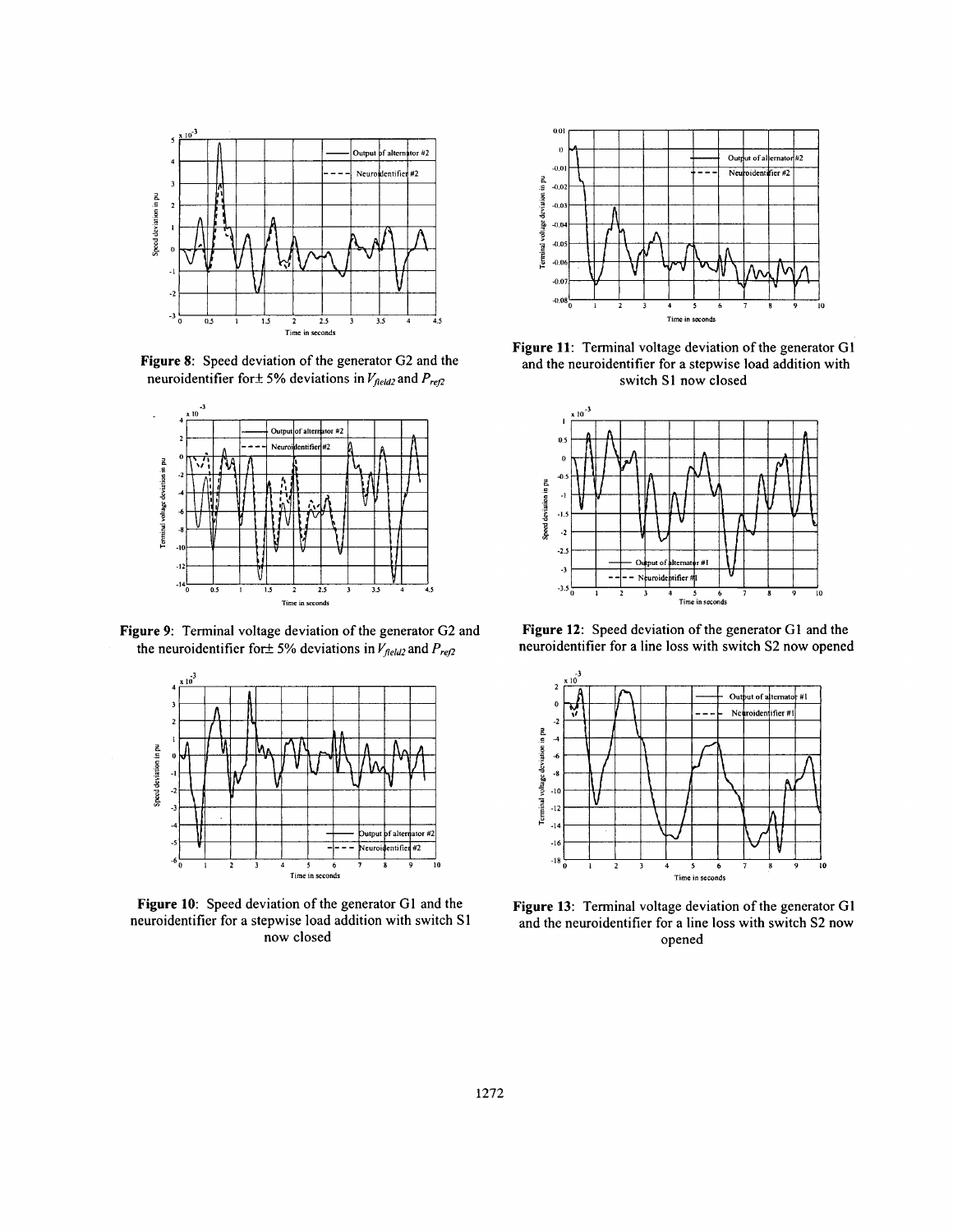x 10^-3

Output of alternator #2

Neuroidentifier #2

Speed deviation in pu

Time in seconds

**Figure 8**: Speed deviation of the generator G2 and the neuroidentifier for ± 5% deviations in $V_{field2}$ and $P_{ref2}$

x 10^-3

Output of alternator #2

Neuroidentifier #2

Terminal voltage deviation in pu

Time in seconds

**Figure 9**: Terminal voltage deviation of the generator G2 and the neuroidentifier for ± 5% deviations in $V_{field2}$ and $P_{ref2}$

x 10^-3

Output of alternator #2

Neuroidentifier #2

Speed deviation in pu

Time in seconds

**Figure 10**: Speed deviation of the generator G1 and the neuroidentifier for a stepwise load addition with switch S1 now closed

Output of alternator #2

Neuroidentifier #2

Terminal voltage deviation in pu

Time in seconds

**Figure 11**: Terminal voltage deviation of the generator G1 and the neuroidentifier for a stepwise load addition with switch S1 now closed

x 10^-3

Output of alternator #1

Neuroidentifier #1

Speed deviation in pu

Time in seconds

**Figure 12**: Speed deviation of the generator G1 and the neuroidentifier for a line loss with switch S2 now opened

x 10^-3

Output of alternator #1

Neuroidentifier #1

Terminal voltage deviation in pu

Time in seconds

**Figure 13**: Terminal voltage deviation of the generator G1 and the neuroidentifier for a line loss with switch S2 now opened